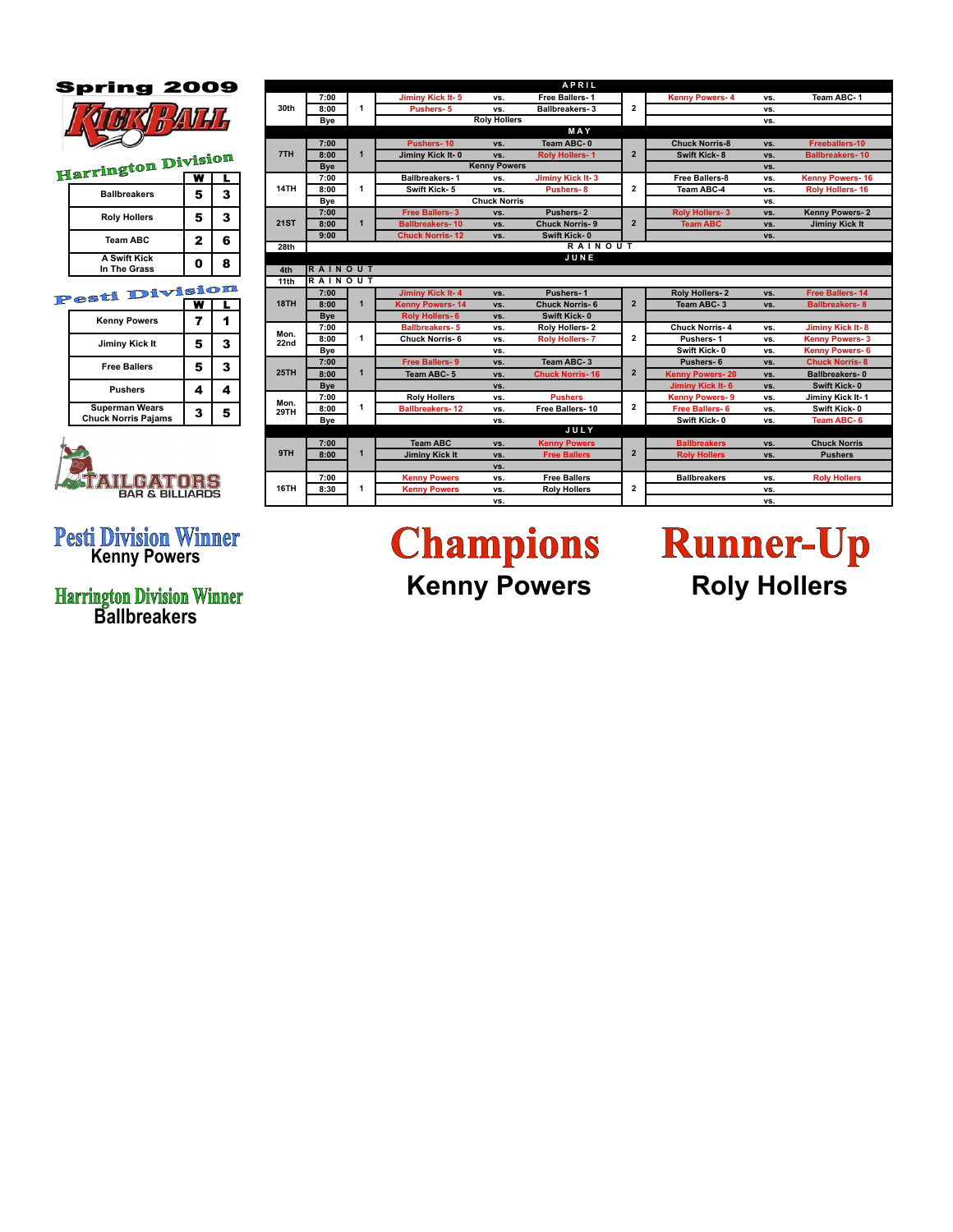# Spring 2009 KICKBALL

## Harrington Division

| Team | W | L |
|---|---|---|
| Ballbreakers | 5 | 3 |
| Roly Hollers | 5 | 3 |
| Team ABC | 2 | 6 |
| A Swift Kick In The Grass | 0 | 8 |

## Pesti Division

| Team | W | L |
|---|---|---|
| Kenny Powers | 7 | 1 |
| Jiminy Kick It | 5 | 3 |
| Free Ballers | 5 | 3 |
| Pushers | 4 | 4 |
| Superman Wears Chuck Norris Pajams | 3 | 5 |

TAILGATORS BAR & BILLIARDS

**Pesti Division Winner**
Kenny Powers

**Harrington Division Winner**
Ballbreakers

## Schedule

| Date | Time | Field | Team | | Team | Field | Team | | Team |
|---|---|---|---|---|---|---|---|---|---|
| **APRIL** | | | | | | | | | |
| 30th | 7:00 | 1 | Jiminy Kick It- 5 | vs. | Free Ballers- 1 | 2 | Kenny Powers- 4 | vs. | Team ABC- 1 |
| | 8:00 | | Pushers- 5 | vs. | Ballbreakers- 3 | | | vs. | |
| | Bye | | Roly Hollers | | | | | vs. | |
| **MAY** | | | | | | | | | |
| 7TH | 7:00 | 1 | Pushers- 10 | vs. | Team ABC- 0 | 2 | Chuck Norris-8 | vs. | Freeballers-10 |
| | 8:00 | | Jiminy Kick It- 0 | vs. | Roly Hollers- 1 | | Swift Kick- 8 | vs. | Ballbreakers- 10 |
| | Bye | | Kenny Powers | | | | | vs. | |
| 14TH | 7:00 | 1 | Ballbreakers- 1 | vs. | Jiminy Kick It- 3 | 2 | Free Ballers-8 | vs. | Kenny Powers- 16 |
| | 8:00 | | Swift Kick- 5 | vs. | Pushers- 8 | | Team ABC-4 | vs. | Roly Hollers- 16 |
| | Bye | | Chuck Norris | | | | | vs. | |
| 21ST | 7:00 | 1 | Free Ballers- 3 | vs. | Pushers- 2 | 2 | Roly Hollers- 3 | vs. | Kenny Powers- 2 |
| | 8:00 | | Ballbreakers- 10 | vs. | Chuck Norris- 9 | | Team ABC | vs. | Jiminy Kick It |
| | 9:00 | | Chuck Norris- 12 | vs. | Swift Kick- 0 | | | vs. | |
| 28th | RAINOUT | | | | | | | | |
| **JUNE** | | | | | | | | | |
| 4th | RAINOUT | | | | | | | | |
| 11th | RAINOUT | | | | | | | | |
| 18TH | 7:00 | 1 | Jiminy Kick It- 4 | vs. | Pushers- 1 | 2 | Roly Hollers- 2 | vs. | Free Ballers- 14 |
| | 8:00 | | Kenny Powers- 14 | vs. | Chuck Norris- 6 | | Team ABC- 3 | vs. | Ballbreakers- 8 |
| | Bye | | Roly Hollers- 6 | vs. | Swift Kick- 0 | | | | |
| Mon. 22nd | 7:00 | 1 | Ballbreakers- 5 | vs. | Roly Hollers- 2 | 2 | Chuck Norris- 4 | vs. | Jiminy Kick It- 8 |
| | 8:00 | | Chuck Norris- 6 | vs. | Roly Hollers- 7 | | Pushers- 1 | vs. | Kenny Powers- 3 |
| | Bye | | | vs. | | | Swift Kick- 0 | vs. | Kenny Powers- 6 |
| 25TH | 7:00 | 1 | Free Ballers- 9 | vs. | Team ABC- 3 | 2 | Pushers- 6 | vs. | Chuck Norris- 8 |
| | 8:00 | | Team ABC- 5 | vs. | Chuck Norris- 16 | | Kenny Powers- 20 | vs. | Ballbreakers- 0 |
| | Bye | | | vs. | | | Jiminy Kick It- 6 | vs. | Swift Kick- 0 |
| Mon. 29TH | 7:00 | 1 | Roly Hollers | vs. | Pushers | 2 | Kenny Powers- 9 | vs. | Jiminy Kick It- 1 |
| | 8:00 | | Ballbreakers- 12 | vs. | Free Ballers- 10 | | Free Ballers- 6 | vs. | Swift Kick- 0 |
| | Bye | | | vs. | | | Swift Kick- 0 | vs. | Team ABC- 6 |
| **JULY** | | | | | | | | | |
| 9TH | 7:00 | 1 | Team ABC | vs. | Kenny Powers | 2 | Ballbreakers | vs. | Chuck Norris |
| | 8:00 | | Jiminy Kick It | vs. | Free Ballers | | Roly Hollers | vs. | Pushers |
| | | | | vs. | | | | | |
| 16TH | 7:00 | 1 | Kenny Powers | vs. | Free Ballers | 2 | Ballbreakers | vs. | Roly Hollers |
| | 8:30 | | Kenny Powers | vs. | Roly Hollers | | | vs. | |
| | | | | vs. | | | | vs. | |

**Champions**
Kenny Powers

**Runner-Up**
Roly Hollers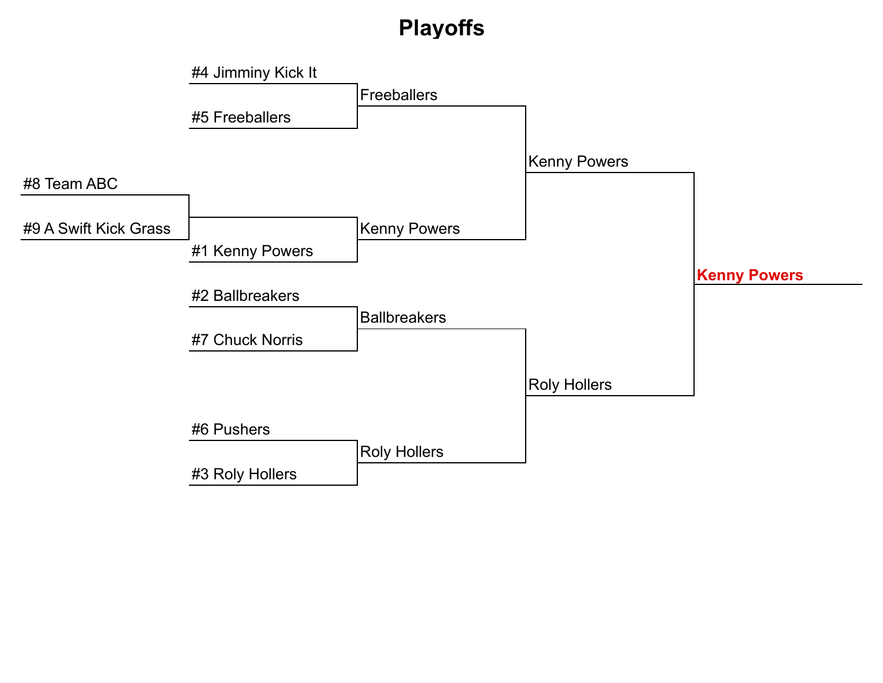# Playoffs

#4 Jimminy Kick It

#5 Freeballers

Freeballers

#8 Team ABC

#9 A Swift Kick Grass

#1 Kenny Powers

Kenny Powers

Kenny Powers

#2 Ballbreakers

#7 Chuck Norris

Ballbreakers

#6 Pushers

#3 Roly Hollers

Roly Hollers

Roly Hollers

**Kenny Powers**